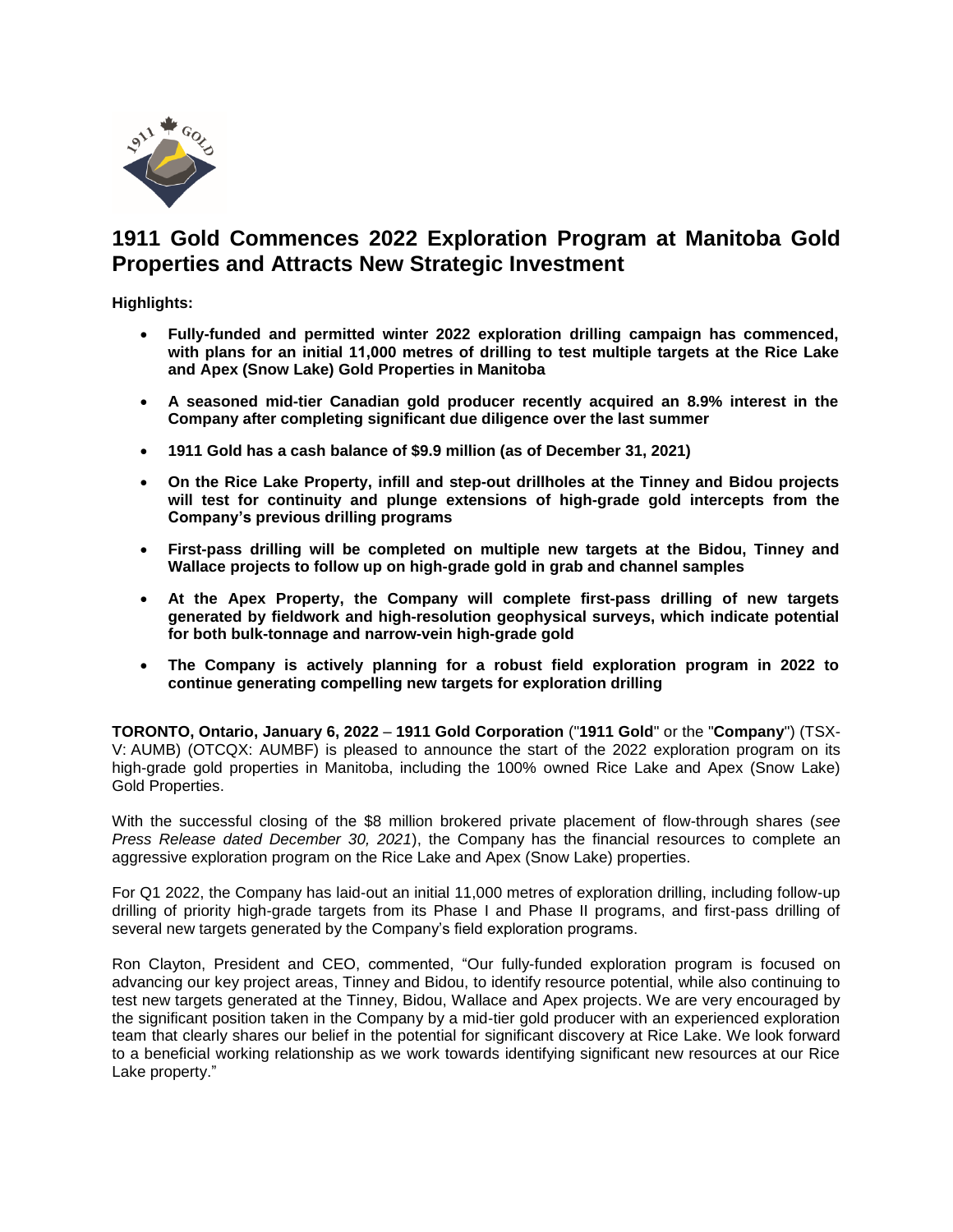# 1911 Gold Commences 2022 Exploration Program at Manitoba Gold Properties and Attracts New Strategic Investment

**Highlights:**

- **Fully-funded and permitted winter 2022 exploration drilling campaign has commenced, with plans for an initial 11,000 metres of drilling to test multiple targets at the Rice Lake and Apex (Snow Lake) Gold Properties in Manitoba**
- **A seasoned mid-tier Canadian gold producer recently acquired an 8.9% interest in the Company after completing significant due diligence over the last summer**
- **1911 Gold has a cash balance of $9.9 million (as of December 31, 2021)**
- **On the Rice Lake Property, infill and step-out drillholes at the Tinney and Bidou projects will test for continuity and plunge extensions of high-grade gold intercepts from the Company's previous drilling programs**
- **First-pass drilling will be completed on multiple new targets at the Bidou, Tinney and Wallace projects to follow up on high-grade gold in grab and channel samples**
- **At the Apex Property, the Company will complete first-pass drilling of new targets generated by fieldwork and high-resolution geophysical surveys, which indicate potential for both bulk-tonnage and narrow-vein high-grade gold**
- **The Company is actively planning for a robust field exploration program in 2022 to continue generating compelling new targets for exploration drilling**

**TORONTO, Ontario, January 6, 2022** – **1911 Gold Corporation** ("**1911 Gold**" or the "**Company**") (TSX-V: AUMB) (OTCQX: AUMBF) is pleased to announce the start of the 2022 exploration program on its high-grade gold properties in Manitoba, including the 100% owned Rice Lake and Apex (Snow Lake) Gold Properties.

With the successful closing of the $8 million brokered private placement of flow-through shares (*see Press Release dated December 30, 2021*), the Company has the financial resources to complete an aggressive exploration program on the Rice Lake and Apex (Snow Lake) properties.

For Q1 2022, the Company has laid-out an initial 11,000 metres of exploration drilling, including follow-up drilling of priority high-grade targets from its Phase I and Phase II programs, and first-pass drilling of several new targets generated by the Company's field exploration programs.

Ron Clayton, President and CEO, commented, "Our fully-funded exploration program is focused on advancing our key project areas, Tinney and Bidou, to identify resource potential, while also continuing to test new targets generated at the Tinney, Bidou, Wallace and Apex projects. We are very encouraged by the significant position taken in the Company by a mid-tier gold producer with an experienced exploration team that clearly shares our belief in the potential for significant discovery at Rice Lake. We look forward to a beneficial working relationship as we work towards identifying significant new resources at our Rice Lake property."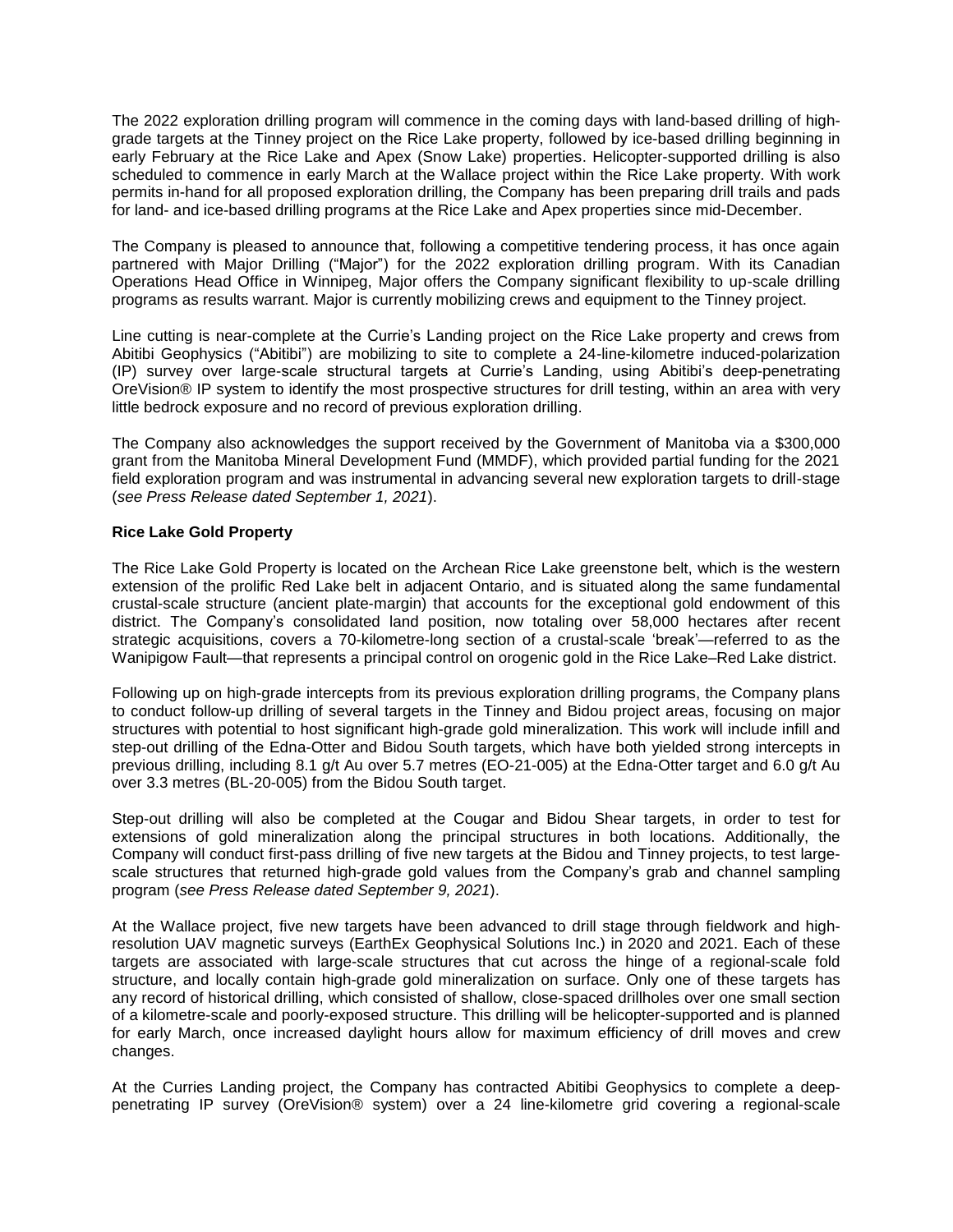The 2022 exploration drilling program will commence in the coming days with land-based drilling of high-grade targets at the Tinney project on the Rice Lake property, followed by ice-based drilling beginning in early February at the Rice Lake and Apex (Snow Lake) properties. Helicopter-supported drilling is also scheduled to commence in early March at the Wallace project within the Rice Lake property. With work permits in-hand for all proposed exploration drilling, the Company has been preparing drill trails and pads for land- and ice-based drilling programs at the Rice Lake and Apex properties since mid-December.

The Company is pleased to announce that, following a competitive tendering process, it has once again partnered with Major Drilling ("Major") for the 2022 exploration drilling program. With its Canadian Operations Head Office in Winnipeg, Major offers the Company significant flexibility to up-scale drilling programs as results warrant. Major is currently mobilizing crews and equipment to the Tinney project.

Line cutting is near-complete at the Currie's Landing project on the Rice Lake property and crews from Abitibi Geophysics ("Abitibi") are mobilizing to site to complete a 24-line-kilometre induced-polarization (IP) survey over large-scale structural targets at Currie's Landing, using Abitibi's deep-penetrating OreVision® IP system to identify the most prospective structures for drill testing, within an area with very little bedrock exposure and no record of previous exploration drilling.

The Company also acknowledges the support received by the Government of Manitoba via a $300,000 grant from the Manitoba Mineral Development Fund (MMDF), which provided partial funding for the 2021 field exploration program and was instrumental in advancing several new exploration targets to drill-stage (*see Press Release dated September 1, 2021*).

**Rice Lake Gold Property**

The Rice Lake Gold Property is located on the Archean Rice Lake greenstone belt, which is the western extension of the prolific Red Lake belt in adjacent Ontario, and is situated along the same fundamental crustal-scale structure (ancient plate-margin) that accounts for the exceptional gold endowment of this district. The Company's consolidated land position, now totaling over 58,000 hectares after recent strategic acquisitions, covers a 70-kilometre-long section of a crustal-scale 'break'—referred to as the Wanipigow Fault—that represents a principal control on orogenic gold in the Rice Lake–Red Lake district.

Following up on high-grade intercepts from its previous exploration drilling programs, the Company plans to conduct follow-up drilling of several targets in the Tinney and Bidou project areas, focusing on major structures with potential to host significant high-grade gold mineralization. This work will include infill and step-out drilling of the Edna-Otter and Bidou South targets, which have both yielded strong intercepts in previous drilling, including 8.1 g/t Au over 5.7 metres (EO-21-005) at the Edna-Otter target and 6.0 g/t Au over 3.3 metres (BL-20-005) from the Bidou South target.

Step-out drilling will also be completed at the Cougar and Bidou Shear targets, in order to test for extensions of gold mineralization along the principal structures in both locations. Additionally, the Company will conduct first-pass drilling of five new targets at the Bidou and Tinney projects, to test large-scale structures that returned high-grade gold values from the Company's grab and channel sampling program (*see Press Release dated September 9, 2021*).

At the Wallace project, five new targets have been advanced to drill stage through fieldwork and high-resolution UAV magnetic surveys (EarthEx Geophysical Solutions Inc.) in 2020 and 2021. Each of these targets are associated with large-scale structures that cut across the hinge of a regional-scale fold structure, and locally contain high-grade gold mineralization on surface. Only one of these targets has any record of historical drilling, which consisted of shallow, close-spaced drillholes over one small section of a kilometre-scale and poorly-exposed structure. This drilling will be helicopter-supported and is planned for early March, once increased daylight hours allow for maximum efficiency of drill moves and crew changes.

At the Curries Landing project, the Company has contracted Abitibi Geophysics to complete a deep-penetrating IP survey (OreVision® system) over a 24 line-kilometre grid covering a regional-scale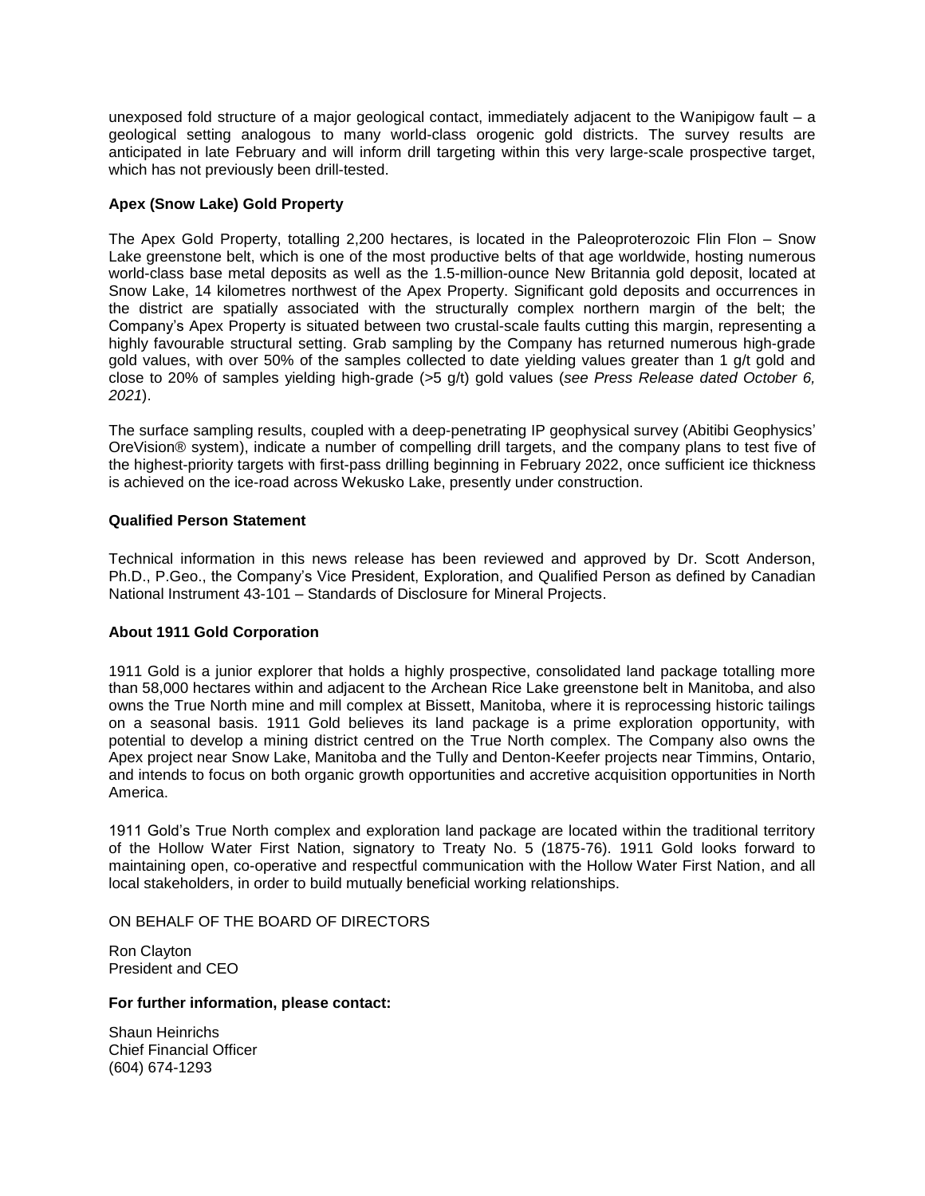unexposed fold structure of a major geological contact, immediately adjacent to the Wanipigow fault – a geological setting analogous to many world-class orogenic gold districts. The survey results are anticipated in late February and will inform drill targeting within this very large-scale prospective target, which has not previously been drill-tested.

**Apex (Snow Lake) Gold Property**

The Apex Gold Property, totalling 2,200 hectares, is located in the Paleoproterozoic Flin Flon – Snow Lake greenstone belt, which is one of the most productive belts of that age worldwide, hosting numerous world-class base metal deposits as well as the 1.5-million-ounce New Britannia gold deposit, located at Snow Lake, 14 kilometres northwest of the Apex Property. Significant gold deposits and occurrences in the district are spatially associated with the structurally complex northern margin of the belt; the Company's Apex Property is situated between two crustal-scale faults cutting this margin, representing a highly favourable structural setting. Grab sampling by the Company has returned numerous high-grade gold values, with over 50% of the samples collected to date yielding values greater than 1 g/t gold and close to 20% of samples yielding high-grade (>5 g/t) gold values (*see Press Release dated October 6, 2021*).

The surface sampling results, coupled with a deep-penetrating IP geophysical survey (Abitibi Geophysics' OreVision® system), indicate a number of compelling drill targets, and the company plans to test five of the highest-priority targets with first-pass drilling beginning in February 2022, once sufficient ice thickness is achieved on the ice-road across Wekusko Lake, presently under construction.

**Qualified Person Statement**

Technical information in this news release has been reviewed and approved by Dr. Scott Anderson, Ph.D., P.Geo., the Company's Vice President, Exploration, and Qualified Person as defined by Canadian National Instrument 43-101 – Standards of Disclosure for Mineral Projects.

**About 1911 Gold Corporation**

1911 Gold is a junior explorer that holds a highly prospective, consolidated land package totalling more than 58,000 hectares within and adjacent to the Archean Rice Lake greenstone belt in Manitoba, and also owns the True North mine and mill complex at Bissett, Manitoba, where it is reprocessing historic tailings on a seasonal basis. 1911 Gold believes its land package is a prime exploration opportunity, with potential to develop a mining district centred on the True North complex. The Company also owns the Apex project near Snow Lake, Manitoba and the Tully and Denton-Keefer projects near Timmins, Ontario, and intends to focus on both organic growth opportunities and accretive acquisition opportunities in North America.

1911 Gold's True North complex and exploration land package are located within the traditional territory of the Hollow Water First Nation, signatory to Treaty No. 5 (1875-76). 1911 Gold looks forward to maintaining open, co-operative and respectful communication with the Hollow Water First Nation, and all local stakeholders, in order to build mutually beneficial working relationships.

ON BEHALF OF THE BOARD OF DIRECTORS

Ron Clayton
President and CEO

**For further information, please contact:**

Shaun Heinrichs
Chief Financial Officer
(604) 674-1293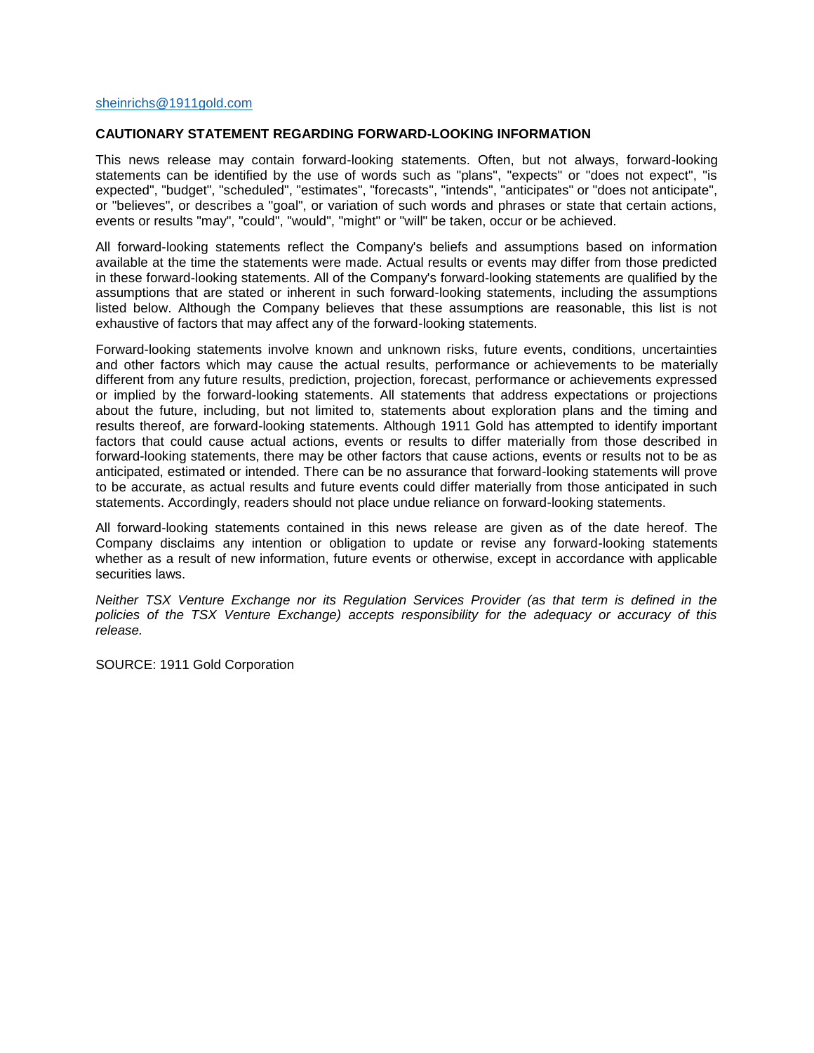sheinrichs@1911gold.com

**CAUTIONARY STATEMENT REGARDING FORWARD-LOOKING INFORMATION**

This news release may contain forward-looking statements. Often, but not always, forward-looking statements can be identified by the use of words such as "plans", "expects" or "does not expect", "is expected", "budget", "scheduled", "estimates", "forecasts", "intends", "anticipates" or "does not anticipate", or "believes", or describes a "goal", or variation of such words and phrases or state that certain actions, events or results "may", "could", "would", "might" or "will" be taken, occur or be achieved.

All forward-looking statements reflect the Company's beliefs and assumptions based on information available at the time the statements were made. Actual results or events may differ from those predicted in these forward-looking statements. All of the Company's forward-looking statements are qualified by the assumptions that are stated or inherent in such forward-looking statements, including the assumptions listed below. Although the Company believes that these assumptions are reasonable, this list is not exhaustive of factors that may affect any of the forward-looking statements.

Forward-looking statements involve known and unknown risks, future events, conditions, uncertainties and other factors which may cause the actual results, performance or achievements to be materially different from any future results, prediction, projection, forecast, performance or achievements expressed or implied by the forward-looking statements. All statements that address expectations or projections about the future, including, but not limited to, statements about exploration plans and the timing and results thereof, are forward-looking statements. Although 1911 Gold has attempted to identify important factors that could cause actual actions, events or results to differ materially from those described in forward-looking statements, there may be other factors that cause actions, events or results not to be as anticipated, estimated or intended. There can be no assurance that forward-looking statements will prove to be accurate, as actual results and future events could differ materially from those anticipated in such statements. Accordingly, readers should not place undue reliance on forward-looking statements.

All forward-looking statements contained in this news release are given as of the date hereof. The Company disclaims any intention or obligation to update or revise any forward-looking statements whether as a result of new information, future events or otherwise, except in accordance with applicable securities laws.

*Neither TSX Venture Exchange nor its Regulation Services Provider (as that term is defined in the policies of the TSX Venture Exchange) accepts responsibility for the adequacy or accuracy of this release.*

SOURCE: 1911 Gold Corporation